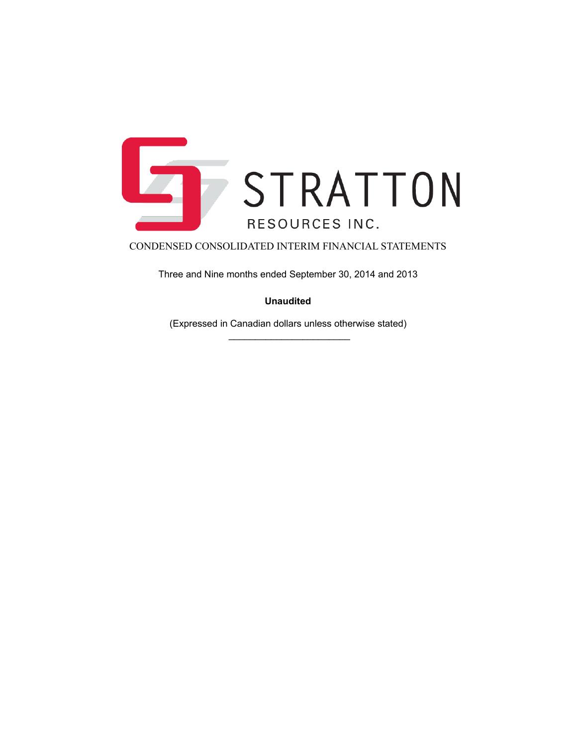# STRATTON

RESOURCES INC.

CONDENSED CONSOLIDATED INTERIM FINANCIAL STATEMENTS

Three and Nine months ended September 30, 2014 and 2013

**Unaudited**

(Expressed in Canadian dollars unless otherwise stated)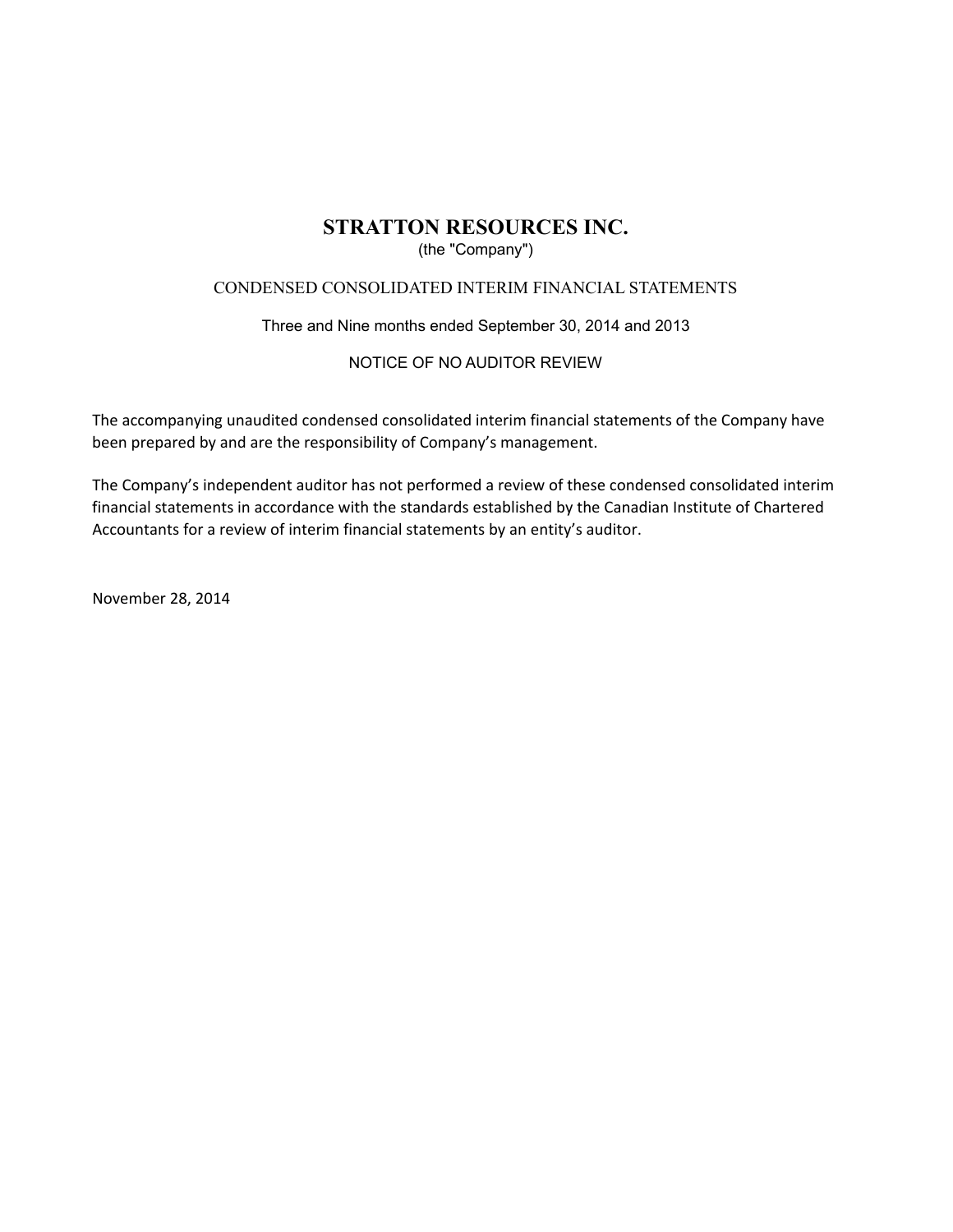# STRATTON RESOURCES INC.

(the "Company")

CONDENSED CONSOLIDATED INTERIM FINANCIAL STATEMENTS

Three and Nine months ended September 30, 2014 and 2013

NOTICE OF NO AUDITOR REVIEW

The accompanying unaudited condensed consolidated interim financial statements of the Company have been prepared by and are the responsibility of Company's management.

The Company's independent auditor has not performed a review of these condensed consolidated interim financial statements in accordance with the standards established by the Canadian Institute of Chartered Accountants for a review of interim financial statements by an entity's auditor.

November 28, 2014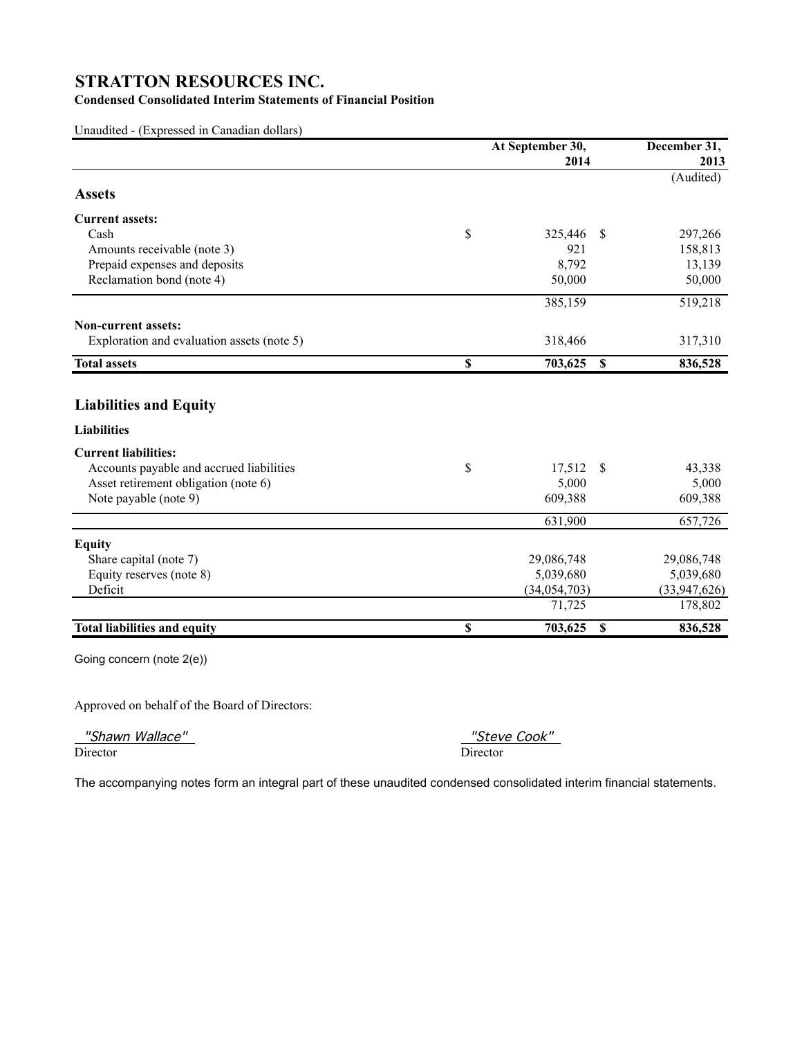# STRATTON RESOURCES INC.

**Condensed Consolidated Interim Statements of Financial Position**

Unaudited - (Expressed in Canadian dollars)

| | At September 30, 2014 | December 31, 2013 |
|---|---|---|
| | | (Audited) |
| **Assets** | | |
| **Current assets:** | | |
| Cash | $ 325,446 | $ 297,266 |
| Amounts receivable (note 3) | 921 | 158,813 |
| Prepaid expenses and deposits | 8,792 | 13,139 |
| Reclamation bond (note 4) | 50,000 | 50,000 |
| | 385,159 | 519,218 |
| **Non-current assets:** | | |
| Exploration and evaluation assets (note 5) | 318,466 | 317,310 |
| **Total assets** | **$ 703,625** | **$ 836,528** |
| **Liabilities and Equity** | | |
| **Liabilities** | | |
| **Current liabilities:** | | |
| Accounts payable and accrued liabilities | $ 17,512 | $ 43,338 |
| Asset retirement obligation (note 6) | 5,000 | 5,000 |
| Note payable (note 9) | 609,388 | 609,388 |
| | 631,900 | 657,726 |
| **Equity** | | |
| Share capital (note 7) | 29,086,748 | 29,086,748 |
| Equity reserves (note 8) | 5,039,680 | 5,039,680 |
| Deficit | (34,054,703) | (33,947,626) |
| | 71,725 | 178,802 |
| **Total liabilities and equity** | **$ 703,625** | **$ 836,528** |

Going concern (note 2(e))

Approved on behalf of the Board of Directors:

*"Shawn Wallace"*
Director

*"Steve Cook"*
Director

The accompanying notes form an integral part of these unaudited condensed consolidated interim financial statements.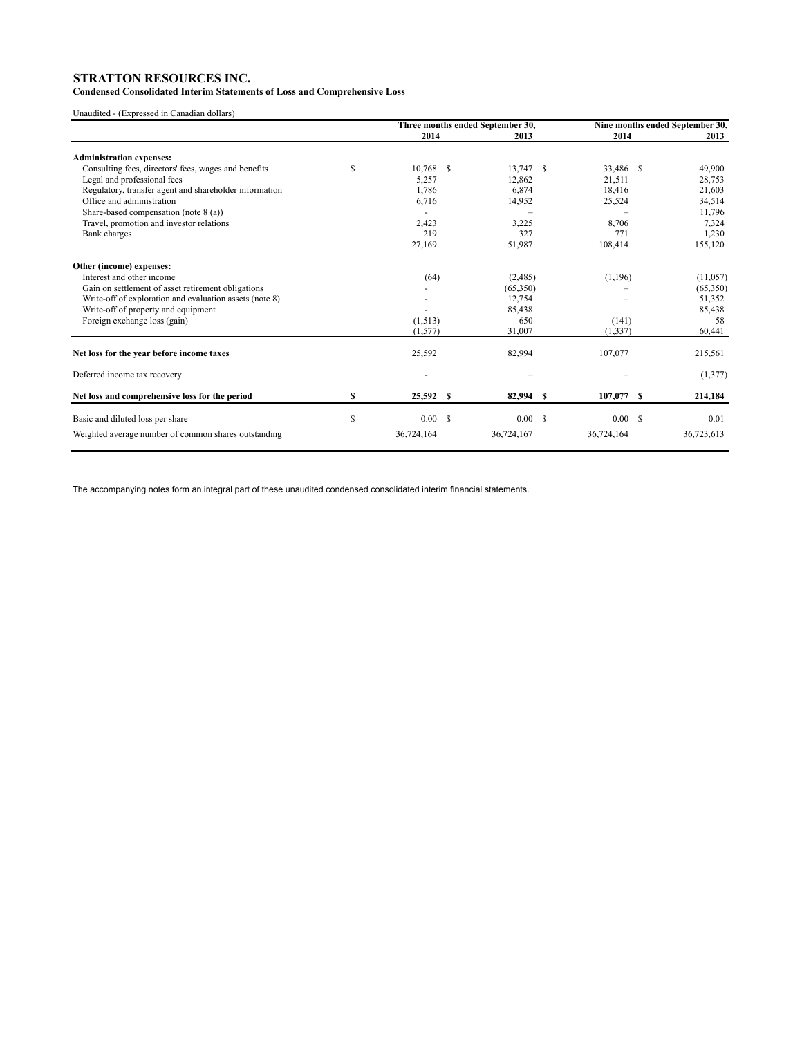# STRATTON RESOURCES INC.

**Condensed Consolidated Interim Statements of Loss and Comprehensive Loss**

Unaudited - (Expressed in Canadian dollars)

| | Three months ended September 30, | | Nine months ended September 30, | |
|---|---|---|---|---|
| | **2014** | **2013** | **2014** | **2013** |
| **Administration expenses:** | | | | |
| Consulting fees, directors' fees, wages and benefits | $ 10,768 | $ 13,747 | $ 33,486 | $ 49,900 |
| Legal and professional fees | 5,257 | 12,862 | 21,511 | 28,753 |
| Regulatory, transfer agent and shareholder information | 1,786 | 6,874 | 18,416 | 21,603 |
| Office and administration | 6,716 | 14,952 | 25,524 | 34,514 |
| Share-based compensation (note 8 (a)) | - | – | – | 11,796 |
| Travel, promotion and investor relations | 2,423 | 3,225 | 8,706 | 7,324 |
| Bank charges | 219 | 327 | 771 | 1,230 |
| | 27,169 | 51,987 | 108,414 | 155,120 |
| **Other (income) expenses:** | | | | |
| Interest and other income | (64) | (2,485) | (1,196) | (11,057) |
| Gain on settlement of asset retirement obligations | - | (65,350) | – | (65,350) |
| Write-off of exploration and evaluation assets (note 8) | - | 12,754 | – | 51,352 |
| Write-off of property and equipment | - | 85,438 | | 85,438 |
| Foreign exchange loss (gain) | (1,513) | 650 | (141) | 58 |
| | (1,577) | 31,007 | (1,337) | 60,441 |
| **Net loss for the year before income taxes** | 25,592 | 82,994 | 107,077 | 215,561 |
| Deferred income tax recovery | - | – | – | (1,377) |
| **Net loss and comprehensive loss for the period** | **$ 25,592** | **$ 82,994** | **$ 107,077** | **$ 214,184** |
| Basic and diluted loss per share | $ 0.00 | $ 0.00 | $ 0.00 | $ 0.01 |
| Weighted average number of common shares outstanding | 36,724,164 | 36,724,167 | 36,724,164 | 36,723,613 |

The accompanying notes form an integral part of these unaudited condensed consolidated interim financial statements.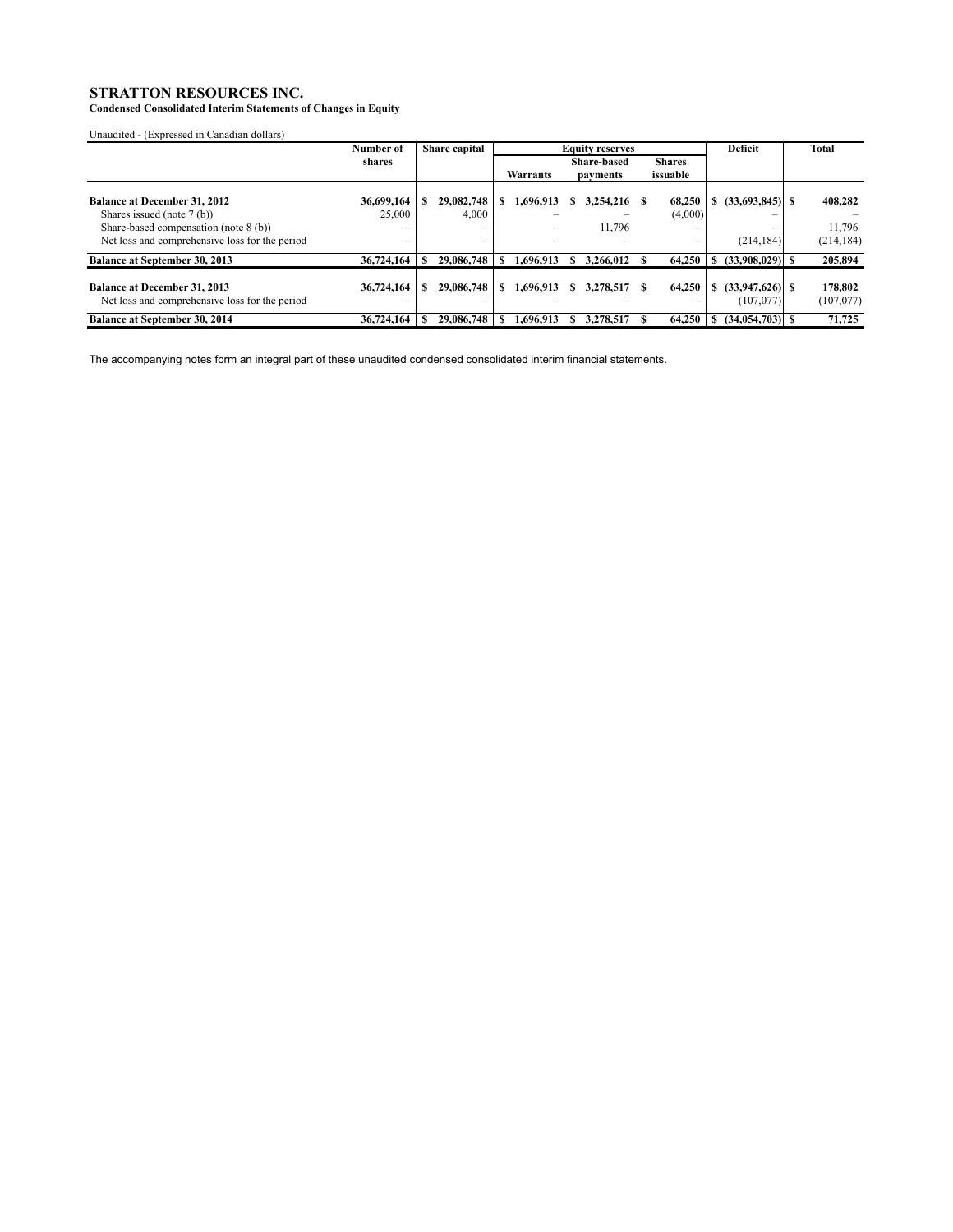# STRATTON RESOURCES INC.

**Condensed Consolidated Interim Statements of Changes in Equity**

Unaudited - (Expressed in Canadian dollars)

| | Number of shares | Share capital | Equity reserves | | | Deficit | Total |
|---|---|---|---|---|---|---|---|
| | | | Warrants | Share-based payments | Shares issuable | | |
| **Balance at December 31, 2012** | **36,699,164** | **$ 29,082,748** | **$ 1,696,913** | **$ 3,254,216** | **$ 68,250** | **$ (33,693,845)** | **$ 408,282** |
| Shares issued (note 7 (b)) | 25,000 | 4,000 | – | – | (4,000) | – | – |
| Share-based compensation (note 8 (b)) | – | – | – | 11,796 | – | – | 11,796 |
| Net loss and comprehensive loss for the period | – | – | – | – | – | (214,184) | (214,184) |
| **Balance at September 30, 2013** | **36,724,164** | **$ 29,086,748** | **$ 1,696,913** | **$ 3,266,012** | **$ 64,250** | **$ (33,908,029)** | **$ 205,894** |
| **Balance at December 31, 2013** | **36,724,164** | **$ 29,086,748** | **$ 1,696,913** | **$ 3,278,517** | **$ 64,250** | **$ (33,947,626)** | **$ 178,802** |
| Net loss and comprehensive loss for the period | – | – | – | – | – | (107,077) | (107,077) |
| **Balance at September 30, 2014** | **36,724,164** | **$ 29,086,748** | **$ 1,696,913** | **$ 3,278,517** | **$ 64,250** | **$ (34,054,703)** | **$ 71,725** |

The accompanying notes form an integral part of these unaudited condensed consolidated interim financial statements.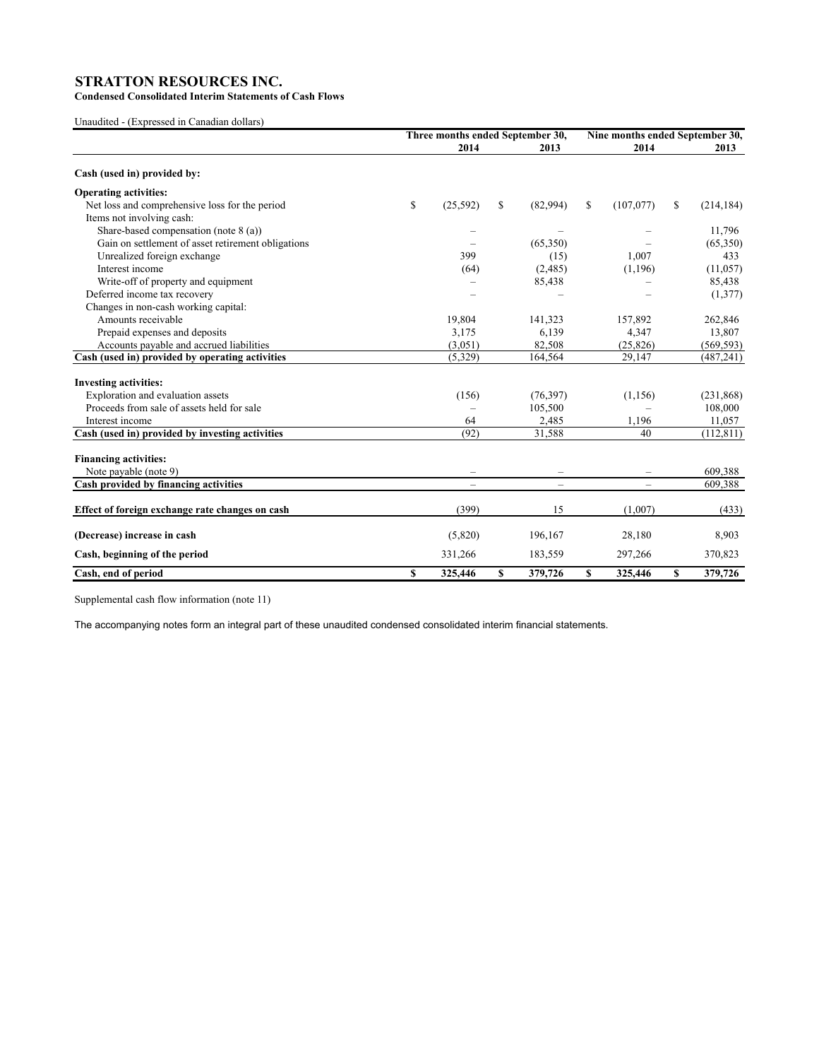# STRATTON RESOURCES INC.

**Condensed Consolidated Interim Statements of Cash Flows**

Unaudited - (Expressed in Canadian dollars)

| | Three months ended September 30, 2014 | Three months ended September 30, 2013 | Nine months ended September 30, 2014 | Nine months ended September 30, 2013 |
|---|---|---|---|---|
| **Cash (used in) provided by:** | | | | |
| **Operating activities:** | | | | |
| Net loss and comprehensive loss for the period | $ (25,592) | $ (82,994) | $ (107,077) | $ (214,184) |
| Items not involving cash: | | | | |
| Share-based compensation (note 8 (a)) | – | – | – | 11,796 |
| Gain on settlement of asset retirement obligations | – | (65,350) | – | (65,350) |
| Unrealized foreign exchange | 399 | (15) | 1,007 | 433 |
| Interest income | (64) | (2,485) | (1,196) | (11,057) |
| Write-off of property and equipment | – | 85,438 | – | 85,438 |
| Deferred income tax recovery | – | – | – | (1,377) |
| Changes in non-cash working capital: | | | | |
| Amounts receivable | 19,804 | 141,323 | 157,892 | 262,846 |
| Prepaid expenses and deposits | 3,175 | 6,139 | 4,347 | 13,807 |
| Accounts payable and accrued liabilities | (3,051) | 82,508 | (25,826) | (569,593) |
| **Cash (used in) provided by operating activities** | (5,329) | 164,564 | 29,147 | (487,241) |
| **Investing activities:** | | | | |
| Exploration and evaluation assets | (156) | (76,397) | (1,156) | (231,868) |
| Proceeds from sale of assets held for sale | – | 105,500 | – | 108,000 |
| Interest income | 64 | 2,485 | 1,196 | 11,057 |
| **Cash (used in) provided by investing activities** | (92) | 31,588 | 40 | (112,811) |
| **Financing activities:** | | | | |
| Note payable (note 9) | – | – | – | 609,388 |
| **Cash provided by financing activities** | – | – | – | 609,388 |
| **Effect of foreign exchange rate changes on cash** | (399) | 15 | (1,007) | (433) |
| **(Decrease) increase in cash** | (5,820) | 196,167 | 28,180 | 8,903 |
| **Cash, beginning of the period** | 331,266 | 183,559 | 297,266 | 370,823 |
| **Cash, end of period** | **$ 325,446** | **$ 379,726** | **$ 325,446** | **$ 379,726** |

Supplemental cash flow information (note 11)

The accompanying notes form an integral part of these unaudited condensed consolidated interim financial statements.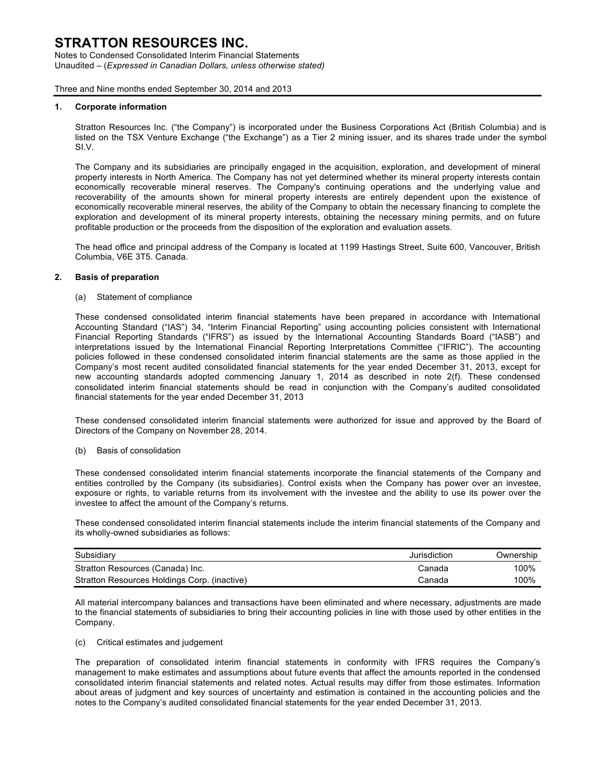## 1. Corporate information

Stratton Resources Inc. ("the Company") is incorporated under the Business Corporations Act (British Columbia) and is listed on the TSX Venture Exchange ("the Exchange") as a Tier 2 mining issuer, and its shares trade under the symbol SI.V.

The Company and its subsidiaries are principally engaged in the acquisition, exploration, and development of mineral property interests in North America. The Company has not yet determined whether its mineral property interests contain economically recoverable mineral reserves. The Company's continuing operations and the underlying value and recoverability of the amounts shown for mineral property interests are entirely dependent upon the existence of economically recoverable mineral reserves, the ability of the Company to obtain the necessary financing to complete the exploration and development of its mineral property interests, obtaining the necessary mining permits, and on future profitable production or the proceeds from the disposition of the exploration and evaluation assets.

The head office and principal address of the Company is located at 1199 Hastings Street, Suite 600, Vancouver, British Columbia, V6E 3T5. Canada.

## 2. Basis of preparation

### (a) Statement of compliance

These condensed consolidated interim financial statements have been prepared in accordance with International Accounting Standard ("IAS") 34, "Interim Financial Reporting" using accounting policies consistent with International Financial Reporting Standards ("IFRS") as issued by the International Accounting Standards Board ("IASB") and interpretations issued by the International Financial Reporting Interpretations Committee ("IFRIC"). The accounting policies followed in these condensed consolidated interim financial statements are the same as those applied in the Company's most recent audited consolidated financial statements for the year ended December 31, 2013, except for new accounting standards adopted commencing January 1, 2014 as described in note 2(f). These condensed consolidated interim financial statements should be read in conjunction with the Company's audited consolidated financial statements for the year ended December 31, 2013

These condensed consolidated interim financial statements were authorized for issue and approved by the Board of Directors of the Company on November 28, 2014.

### (b) Basis of consolidation

These condensed consolidated interim financial statements incorporate the financial statements of the Company and entities controlled by the Company (its subsidiaries). Control exists when the Company has power over an investee, exposure or rights, to variable returns from its involvement with the investee and the ability to use its power over the investee to affect the amount of the Company's returns.

These condensed consolidated interim financial statements include the interim financial statements of the Company and its wholly-owned subsidiaries as follows:

| Subsidiary | Jurisdiction | Ownership |
|---|---|---|
| Stratton Resources (Canada) Inc. | Canada | 100% |
| Stratton Resources Holdings Corp. (inactive) | Canada | 100% |

All material intercompany balances and transactions have been eliminated and where necessary, adjustments are made to the financial statements of subsidiaries to bring their accounting policies in line with those used by other entities in the Company.

### (c) Critical estimates and judgement

The preparation of consolidated interim financial statements in conformity with IFRS requires the Company's management to make estimates and assumptions about future events that affect the amounts reported in the condensed consolidated interim financial statements and related notes. Actual results may differ from those estimates. Information about areas of judgment and key sources of uncertainty and estimation is contained in the accounting policies and the notes to the Company's audited consolidated financial statements for the year ended December 31, 2013.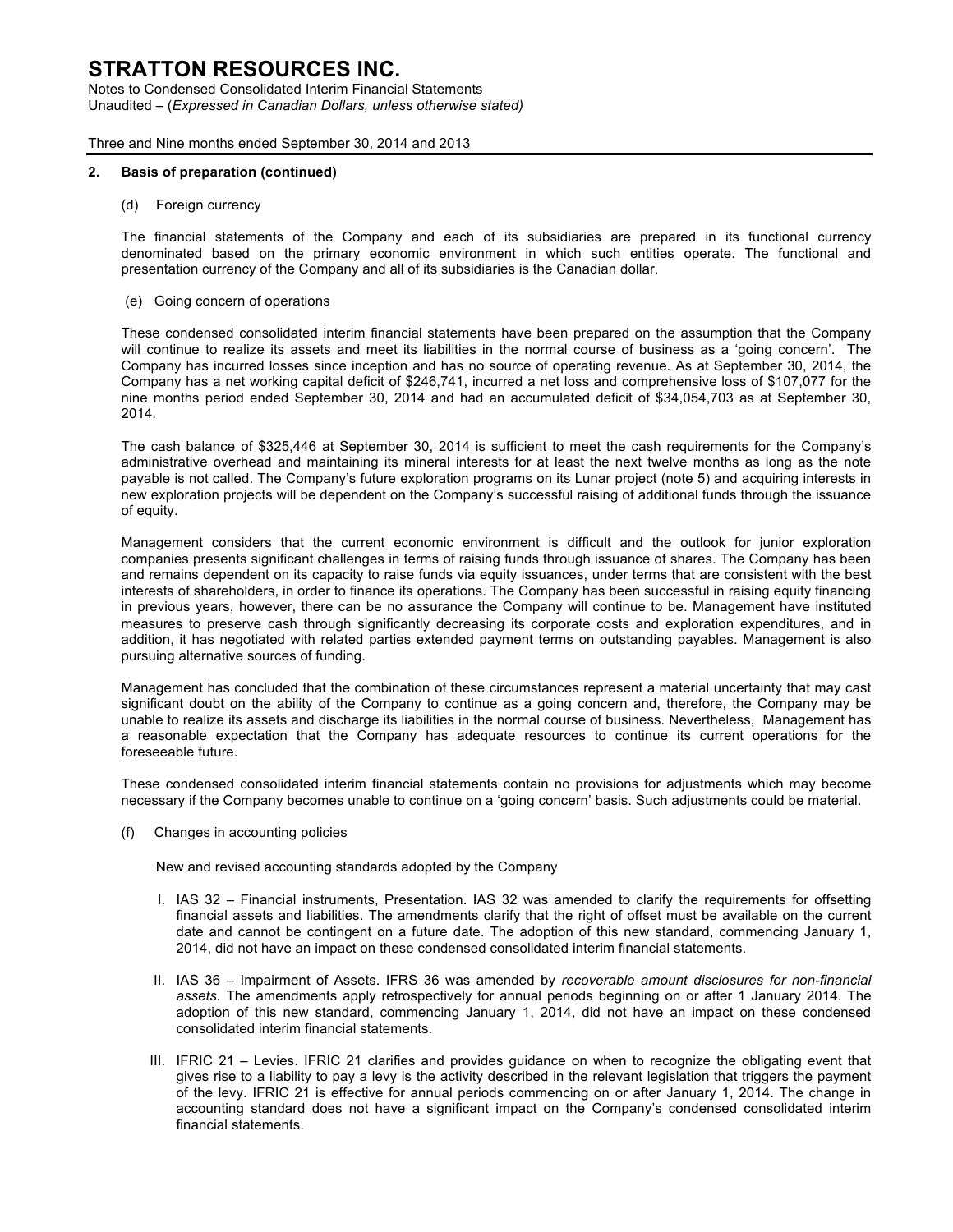## 2. Basis of preparation (continued)

(d) Foreign currency

The financial statements of the Company and each of its subsidiaries are prepared in its functional currency denominated based on the primary economic environment in which such entities operate. The functional and presentation currency of the Company and all of its subsidiaries is the Canadian dollar.

(e) Going concern of operations

These condensed consolidated interim financial statements have been prepared on the assumption that the Company will continue to realize its assets and meet its liabilities in the normal course of business as a 'going concern'. The Company has incurred losses since inception and has no source of operating revenue. As at September 30, 2014, the Company has a net working capital deficit of $246,741, incurred a net loss and comprehensive loss of $107,077 for the nine months period ended September 30, 2014 and had an accumulated deficit of $34,054,703 as at September 30, 2014.

The cash balance of $325,446 at September 30, 2014 is sufficient to meet the cash requirements for the Company's administrative overhead and maintaining its mineral interests for at least the next twelve months as long as the note payable is not called. The Company's future exploration programs on its Lunar project (note 5) and acquiring interests in new exploration projects will be dependent on the Company's successful raising of additional funds through the issuance of equity.

Management considers that the current economic environment is difficult and the outlook for junior exploration companies presents significant challenges in terms of raising funds through issuance of shares. The Company has been and remains dependent on its capacity to raise funds via equity issuances, under terms that are consistent with the best interests of shareholders, in order to finance its operations. The Company has been successful in raising equity financing in previous years, however, there can be no assurance the Company will continue to be. Management have instituted measures to preserve cash through significantly decreasing its corporate costs and exploration expenditures, and in addition, it has negotiated with related parties extended payment terms on outstanding payables. Management is also pursuing alternative sources of funding.

Management has concluded that the combination of these circumstances represent a material uncertainty that may cast significant doubt on the ability of the Company to continue as a going concern and, therefore, the Company may be unable to realize its assets and discharge its liabilities in the normal course of business. Nevertheless, Management has a reasonable expectation that the Company has adequate resources to continue its current operations for the foreseeable future.

These condensed consolidated interim financial statements contain no provisions for adjustments which may become necessary if the Company becomes unable to continue on a 'going concern' basis. Such adjustments could be material.

(f) Changes in accounting policies

New and revised accounting standards adopted by the Company

I. IAS 32 – Financial instruments, Presentation. IAS 32 was amended to clarify the requirements for offsetting financial assets and liabilities. The amendments clarify that the right of offset must be available on the current date and cannot be contingent on a future date. The adoption of this new standard, commencing January 1, 2014, did not have an impact on these condensed consolidated interim financial statements.

II. IAS 36 – Impairment of Assets. IFRS 36 was amended by *recoverable amount disclosures for non-financial assets.* The amendments apply retrospectively for annual periods beginning on or after 1 January 2014. The adoption of this new standard, commencing January 1, 2014, did not have an impact on these condensed consolidated interim financial statements.

III. IFRIC 21 – Levies. IFRIC 21 clarifies and provides guidance on when to recognize the obligating event that gives rise to a liability to pay a levy is the activity described in the relevant legislation that triggers the payment of the levy. IFRIC 21 is effective for annual periods commencing on or after January 1, 2014. The change in accounting standard does not have a significant impact on the Company's condensed consolidated interim financial statements.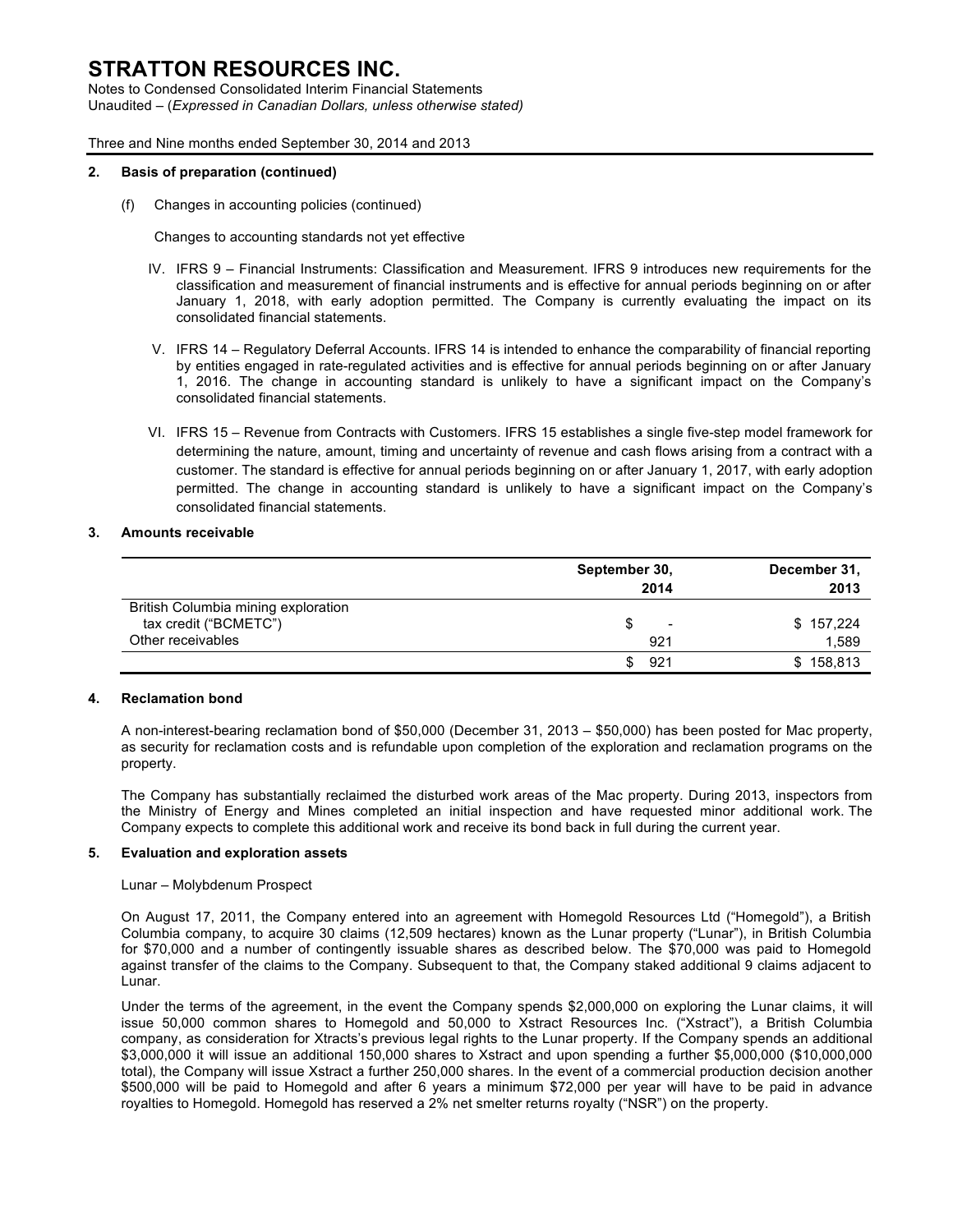## 2. Basis of preparation (continued)

(f) Changes in accounting policies (continued)

Changes to accounting standards not yet effective

IV. IFRS 9 – Financial Instruments: Classification and Measurement. IFRS 9 introduces new requirements for the classification and measurement of financial instruments and is effective for annual periods beginning on or after January 1, 2018, with early adoption permitted. The Company is currently evaluating the impact on its consolidated financial statements.

V. IFRS 14 – Regulatory Deferral Accounts. IFRS 14 is intended to enhance the comparability of financial reporting by entities engaged in rate-regulated activities and is effective for annual periods beginning on or after January 1, 2016. The change in accounting standard is unlikely to have a significant impact on the Company's consolidated financial statements.

VI. IFRS 15 – Revenue from Contracts with Customers. IFRS 15 establishes a single five-step model framework for determining the nature, amount, timing and uncertainty of revenue and cash flows arising from a contract with a customer. The standard is effective for annual periods beginning on or after January 1, 2017, with early adoption permitted. The change in accounting standard is unlikely to have a significant impact on the Company's consolidated financial statements.

## 3. Amounts receivable

| | September 30, 2014 | December 31, 2013 |
|---|---|---|
| British Columbia mining exploration tax credit ("BCMETC") | $ - | $ 157,224 |
| Other receivables | 921 | 1,589 |
| | $ 921 | $ 158,813 |

## 4. Reclamation bond

A non-interest-bearing reclamation bond of $50,000 (December 31, 2013 – $50,000) has been posted for Mac property, as security for reclamation costs and is refundable upon completion of the exploration and reclamation programs on the property.

The Company has substantially reclaimed the disturbed work areas of the Mac property. During 2013, inspectors from the Ministry of Energy and Mines completed an initial inspection and have requested minor additional work. The Company expects to complete this additional work and receive its bond back in full during the current year.

## 5. Evaluation and exploration assets

Lunar – Molybdenum Prospect

On August 17, 2011, the Company entered into an agreement with Homegold Resources Ltd ("Homegold"), a British Columbia company, to acquire 30 claims (12,509 hectares) known as the Lunar property ("Lunar"), in British Columbia for $70,000 and a number of contingently issuable shares as described below. The $70,000 was paid to Homegold against transfer of the claims to the Company. Subsequent to that, the Company staked additional 9 claims adjacent to Lunar.

Under the terms of the agreement, in the event the Company spends $2,000,000 on exploring the Lunar claims, it will issue 50,000 common shares to Homegold and 50,000 to Xstract Resources Inc. ("Xstract"), a British Columbia company, as consideration for Xtracts's previous legal rights to the Lunar property. If the Company spends an additional $3,000,000 it will issue an additional 150,000 shares to Xstract and upon spending a further $5,000,000 ($10,000,000 total), the Company will issue Xstract a further 250,000 shares. In the event of a commercial production decision another $500,000 will be paid to Homegold and after 6 years a minimum $72,000 per year will have to be paid in advance royalties to Homegold. Homegold has reserved a 2% net smelter returns royalty ("NSR") on the property.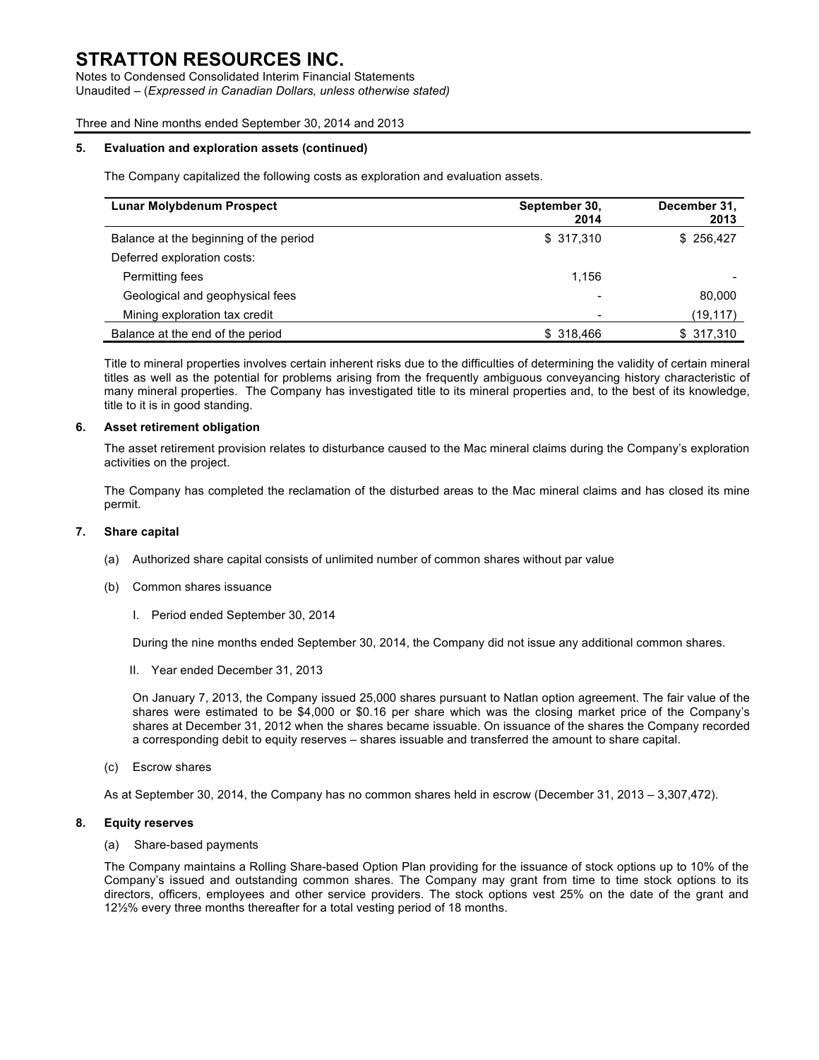## 5. Evaluation and exploration assets (continued)

The Company capitalized the following costs as exploration and evaluation assets.

| Lunar Molybdenum Prospect | September 30, 2014 | December 31, 2013 |
|---|---|---|
| Balance at the beginning of the period | $ 317,310 | $ 256,427 |
| Deferred exploration costs: | | |
| Permitting fees | 1,156 | - |
| Geological and geophysical fees | - | 80,000 |
| Mining exploration tax credit | - | (19,117) |
| Balance at the end of the period | $ 318,466 | $ 317,310 |

Title to mineral properties involves certain inherent risks due to the difficulties of determining the validity of certain mineral titles as well as the potential for problems arising from the frequently ambiguous conveyancing history characteristic of many mineral properties. The Company has investigated title to its mineral properties and, to the best of its knowledge, title to it is in good standing.

## 6. Asset retirement obligation

The asset retirement provision relates to disturbance caused to the Mac mineral claims during the Company's exploration activities on the project.

The Company has completed the reclamation of the disturbed areas to the Mac mineral claims and has closed its mine permit.

## 7. Share capital

(a) Authorized share capital consists of unlimited number of common shares without par value

(b) Common shares issuance

I. Period ended September 30, 2014

During the nine months ended September 30, 2014, the Company did not issue any additional common shares.

II. Year ended December 31, 2013

On January 7, 2013, the Company issued 25,000 shares pursuant to Natlan option agreement. The fair value of the shares were estimated to be $4,000 or $0.16 per share which was the closing market price of the Company's shares at December 31, 2012 when the shares became issuable. On issuance of the shares the Company recorded a corresponding debit to equity reserves – shares issuable and transferred the amount to share capital.

(c) Escrow shares

As at September 30, 2014, the Company has no common shares held in escrow (December 31, 2013 – 3,307,472).

## 8. Equity reserves

(a) Share-based payments

The Company maintains a Rolling Share-based Option Plan providing for the issuance of stock options up to 10% of the Company's issued and outstanding common shares. The Company may grant from time to time stock options to its directors, officers, employees and other service providers. The stock options vest 25% on the date of the grant and 12½% every three months thereafter for a total vesting period of 18 months.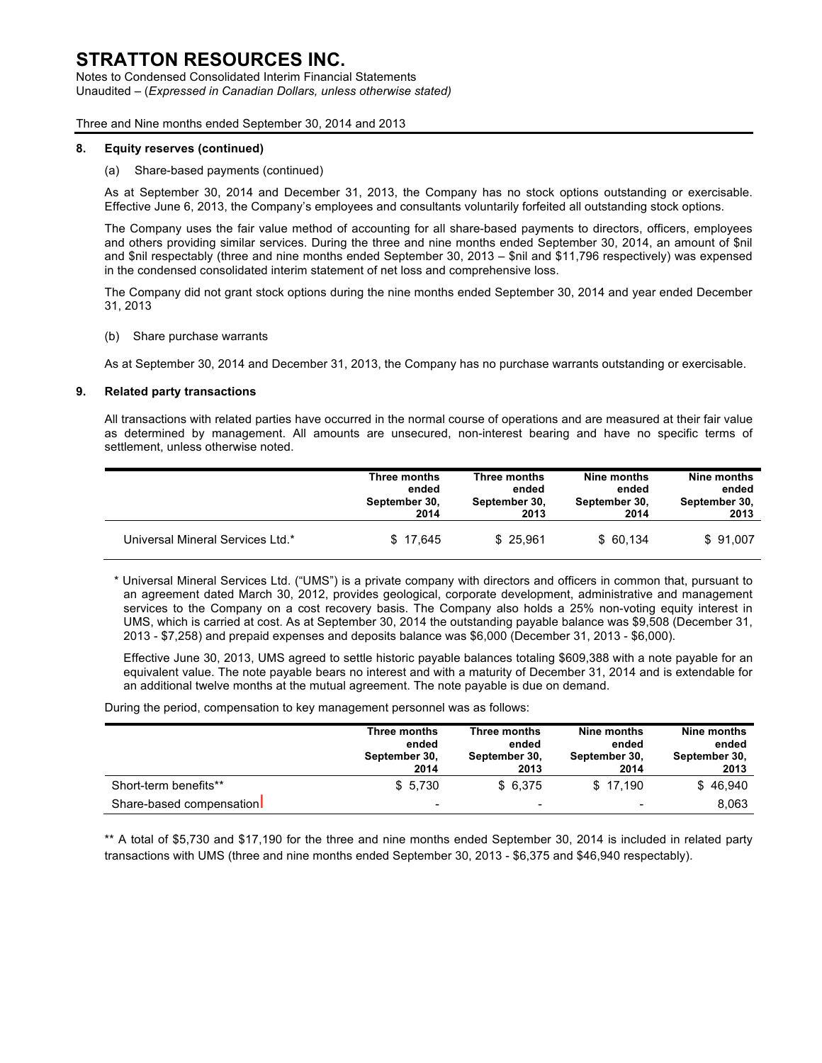## 8. Equity reserves (continued)

(a) Share-based payments (continued)

As at September 30, 2014 and December 31, 2013, the Company has no stock options outstanding or exercisable. Effective June 6, 2013, the Company's employees and consultants voluntarily forfeited all outstanding stock options.

The Company uses the fair value method of accounting for all share-based payments to directors, officers, employees and others providing similar services. During the three and nine months ended September 30, 2014, an amount of $nil and $nil respectably (three and nine months ended September 30, 2013 – $nil and $11,796 respectively) was expensed in the condensed consolidated interim statement of net loss and comprehensive loss.

The Company did not grant stock options during the nine months ended September 30, 2014 and year ended December 31, 2013

(b) Share purchase warrants

As at September 30, 2014 and December 31, 2013, the Company has no purchase warrants outstanding or exercisable.

## 9. Related party transactions

All transactions with related parties have occurred in the normal course of operations and are measured at their fair value as determined by management. All amounts are unsecured, non-interest bearing and have no specific terms of settlement, unless otherwise noted.

| | Three months ended September 30, 2014 | Three months ended September 30, 2013 | Nine months ended September 30, 2014 | Nine months ended September 30, 2013 |
|---|---|---|---|---|
| Universal Mineral Services Ltd.* | $ 17,645 | $ 25,961 | $ 60,134 | $ 91,007 |

\* Universal Mineral Services Ltd. ("UMS") is a private company with directors and officers in common that, pursuant to an agreement dated March 30, 2012, provides geological, corporate development, administrative and management services to the Company on a cost recovery basis. The Company also holds a 25% non-voting equity interest in UMS, which is carried at cost. As at September 30, 2014 the outstanding payable balance was $9,508 (December 31, 2013 - $7,258) and prepaid expenses and deposits balance was $6,000 (December 31, 2013 - $6,000).

Effective June 30, 2013, UMS agreed to settle historic payable balances totaling $609,388 with a note payable for an equivalent value. The note payable bears no interest and with a maturity of December 31, 2014 and is extendable for an additional twelve months at the mutual agreement. The note payable is due on demand.

During the period, compensation to key management personnel was as follows:

| | Three months ended September 30, 2014 | Three months ended September 30, 2013 | Nine months ended September 30, 2014 | Nine months ended September 30, 2013 |
|---|---|---|---|---|
| Short-term benefits** | $ 5,730 | $ 6,375 | $ 17,190 | $ 46,940 |
| Share-based compensation | - | - | - | 8,063 |

** A total of $5,730 and $17,190 for the three and nine months ended September 30, 2014 is included in related party transactions with UMS (three and nine months ended September 30, 2013 - $6,375 and $46,940 respectably).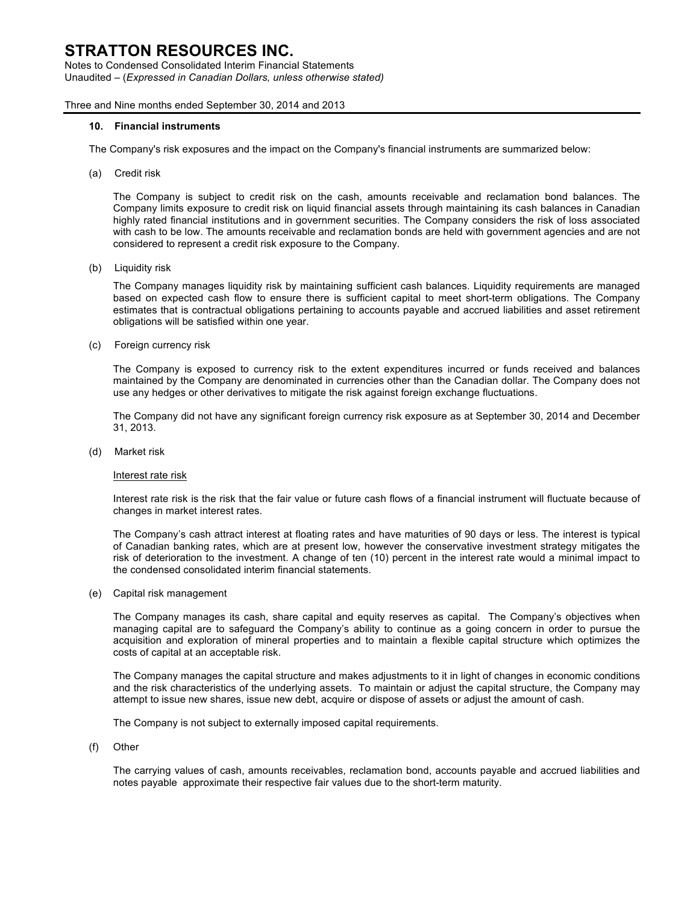# STRATTON RESOURCES INC.

Notes to Condensed Consolidated Interim Financial Statements
Unaudited – (*Expressed in Canadian Dollars, unless otherwise stated)*

Three and Nine months ended September 30, 2014 and 2013

## 10. Financial instruments

The Company's risk exposures and the impact on the Company's financial instruments are summarized below:

(a) Credit risk

The Company is subject to credit risk on the cash, amounts receivable and reclamation bond balances. The Company limits exposure to credit risk on liquid financial assets through maintaining its cash balances in Canadian highly rated financial institutions and in government securities. The Company considers the risk of loss associated with cash to be low. The amounts receivable and reclamation bonds are held with government agencies and are not considered to represent a credit risk exposure to the Company.

(b) Liquidity risk

The Company manages liquidity risk by maintaining sufficient cash balances. Liquidity requirements are managed based on expected cash flow to ensure there is sufficient capital to meet short-term obligations. The Company estimates that is contractual obligations pertaining to accounts payable and accrued liabilities and asset retirement obligations will be satisfied within one year.

(c) Foreign currency risk

The Company is exposed to currency risk to the extent expenditures incurred or funds received and balances maintained by the Company are denominated in currencies other than the Canadian dollar. The Company does not use any hedges or other derivatives to mitigate the risk against foreign exchange fluctuations.

The Company did not have any significant foreign currency risk exposure as at September 30, 2014 and December 31, 2013.

(d) Market risk

Interest rate risk

Interest rate risk is the risk that the fair value or future cash flows of a financial instrument will fluctuate because of changes in market interest rates.

The Company's cash attract interest at floating rates and have maturities of 90 days or less. The interest is typical of Canadian banking rates, which are at present low, however the conservative investment strategy mitigates the risk of deterioration to the investment. A change of ten (10) percent in the interest rate would a minimal impact to the condensed consolidated interim financial statements.

(e) Capital risk management

The Company manages its cash, share capital and equity reserves as capital. The Company's objectives when managing capital are to safeguard the Company's ability to continue as a going concern in order to pursue the acquisition and exploration of mineral properties and to maintain a flexible capital structure which optimizes the costs of capital at an acceptable risk.

The Company manages the capital structure and makes adjustments to it in light of changes in economic conditions and the risk characteristics of the underlying assets. To maintain or adjust the capital structure, the Company may attempt to issue new shares, issue new debt, acquire or dispose of assets or adjust the amount of cash.

The Company is not subject to externally imposed capital requirements.

(f) Other

The carrying values of cash, amounts receivables, reclamation bond, accounts payable and accrued liabilities and notes payable approximate their respective fair values due to the short-term maturity.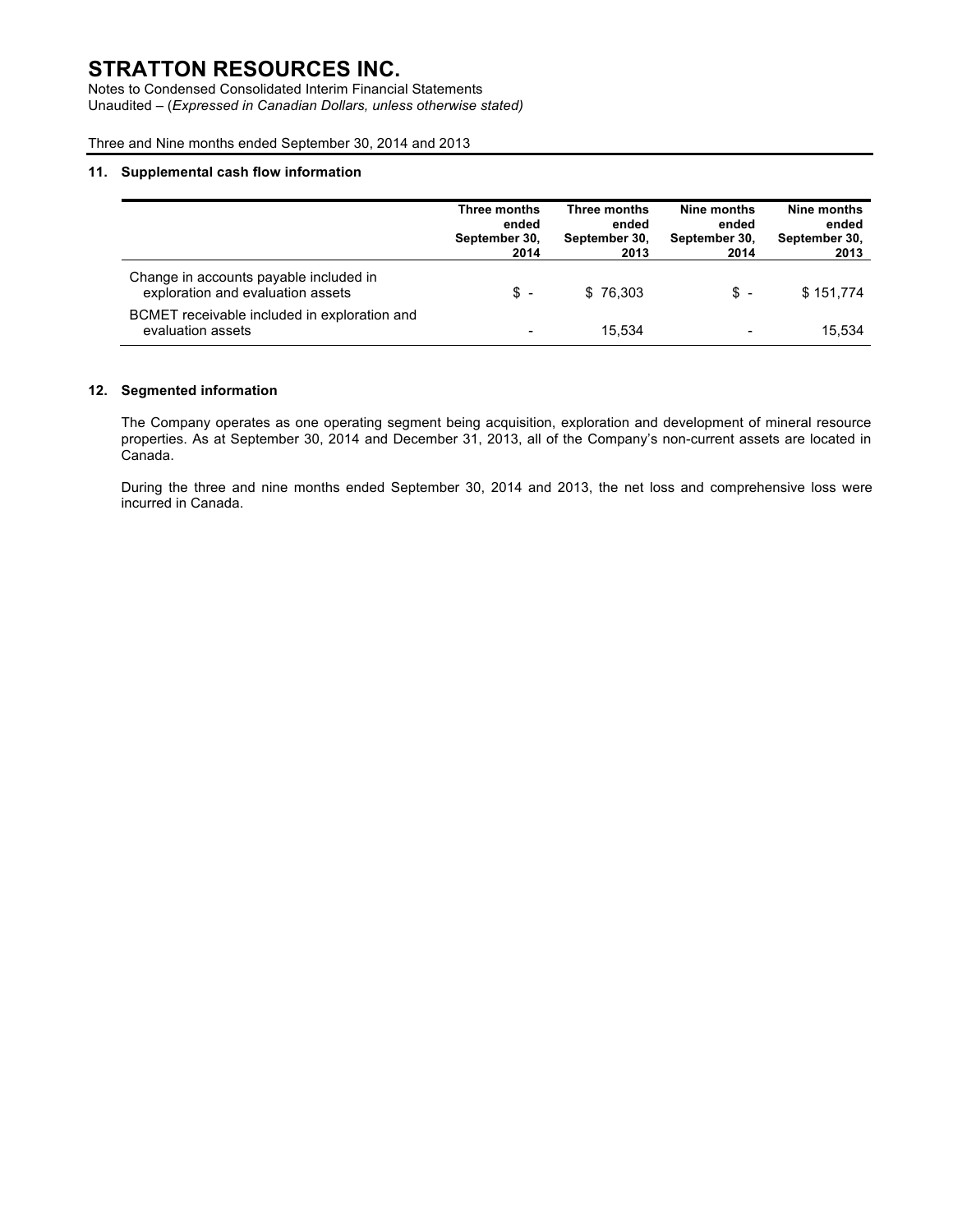# STRATTON RESOURCES INC.

Notes to Condensed Consolidated Interim Financial Statements
Unaudited – (*Expressed in Canadian Dollars, unless otherwise stated)*

Three and Nine months ended September 30, 2014 and 2013

## 11. Supplemental cash flow information

| | Three months ended September 30, 2014 | Three months ended September 30, 2013 | Nine months ended September 30, 2014 | Nine months ended September 30, 2013 |
|---|---|---|---|---|
| Change in accounts payable included in exploration and evaluation assets | $ - | $ 76,303 | $ - | $ 151,774 |
| BCMET receivable included in exploration and evaluation assets | - | 15,534 | - | 15,534 |

## 12. Segmented information

The Company operates as one operating segment being acquisition, exploration and development of mineral resource properties. As at September 30, 2014 and December 31, 2013, all of the Company's non-current assets are located in Canada.

During the three and nine months ended September 30, 2014 and 2013, the net loss and comprehensive loss were incurred in Canada.